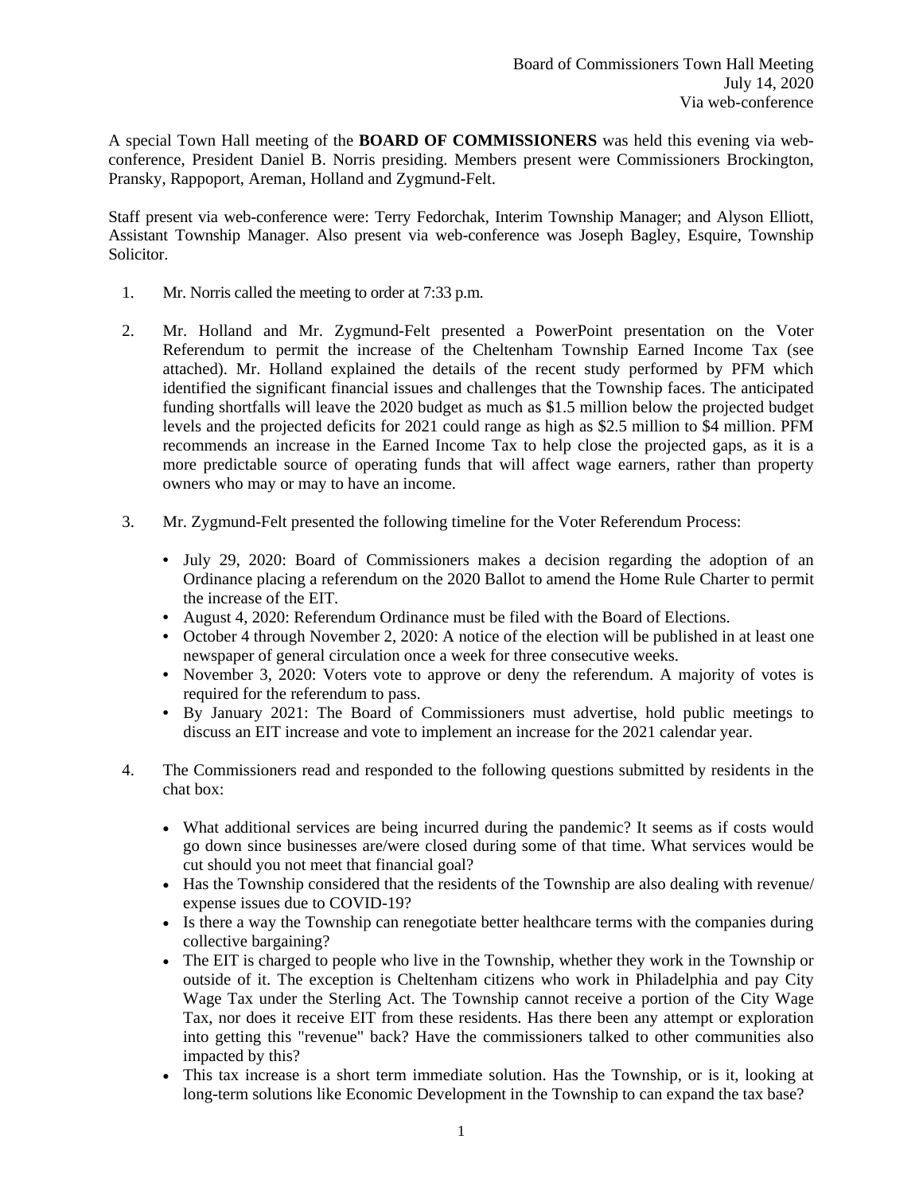Board of Commissioners Town Hall Meeting
July 14, 2020
Via web-conference

A special Town Hall meeting of the **BOARD OF COMMISSIONERS** was held this evening via web-conference, President Daniel B. Norris presiding. Members present were Commissioners Brockington, Pransky, Rappoport, Areman, Holland and Zygmund-Felt.

Staff present via web-conference were: Terry Fedorchak, Interim Township Manager; and Alyson Elliott, Assistant Township Manager. Also present via web-conference was Joseph Bagley, Esquire, Township Solicitor.

1. Mr. Norris called the meeting to order at 7:33 p.m.

2. Mr. Holland and Mr. Zygmund-Felt presented a PowerPoint presentation on the Voter Referendum to permit the increase of the Cheltenham Township Earned Income Tax (see attached). Mr. Holland explained the details of the recent study performed by PFM which identified the significant financial issues and challenges that the Township faces. The anticipated funding shortfalls will leave the 2020 budget as much as $1.5 million below the projected budget levels and the projected deficits for 2021 could range as high as $2.5 million to $4 million. PFM recommends an increase in the Earned Income Tax to help close the projected gaps, as it is a more predictable source of operating funds that will affect wage earners, rather than property owners who may or may to have an income.

3. Mr. Zygmund-Felt presented the following timeline for the Voter Referendum Process:

   - July 29, 2020: Board of Commissioners makes a decision regarding the adoption of an Ordinance placing a referendum on the 2020 Ballot to amend the Home Rule Charter to permit the increase of the EIT.
   - August 4, 2020: Referendum Ordinance must be filed with the Board of Elections.
   - October 4 through November 2, 2020: A notice of the election will be published in at least one newspaper of general circulation once a week for three consecutive weeks.
   - November 3, 2020: Voters vote to approve or deny the referendum. A majority of votes is required for the referendum to pass.
   - By January 2021: The Board of Commissioners must advertise, hold public meetings to discuss an EIT increase and vote to implement an increase for the 2021 calendar year.

4. The Commissioners read and responded to the following questions submitted by residents in the chat box:

   - What additional services are being incurred during the pandemic? It seems as if costs would go down since businesses are/were closed during some of that time. What services would be cut should you not meet that financial goal?
   - Has the Township considered that the residents of the Township are also dealing with revenue/ expense issues due to COVID-19?
   - Is there a way the Township can renegotiate better healthcare terms with the companies during collective bargaining?
   - The EIT is charged to people who live in the Township, whether they work in the Township or outside of it. The exception is Cheltenham citizens who work in Philadelphia and pay City Wage Tax under the Sterling Act. The Township cannot receive a portion of the City Wage Tax, nor does it receive EIT from these residents. Has there been any attempt or exploration into getting this "revenue" back? Have the commissioners talked to other communities also impacted by this?
   - This tax increase is a short term immediate solution. Has the Township, or is it, looking at long-term solutions like Economic Development in the Township to can expand the tax base?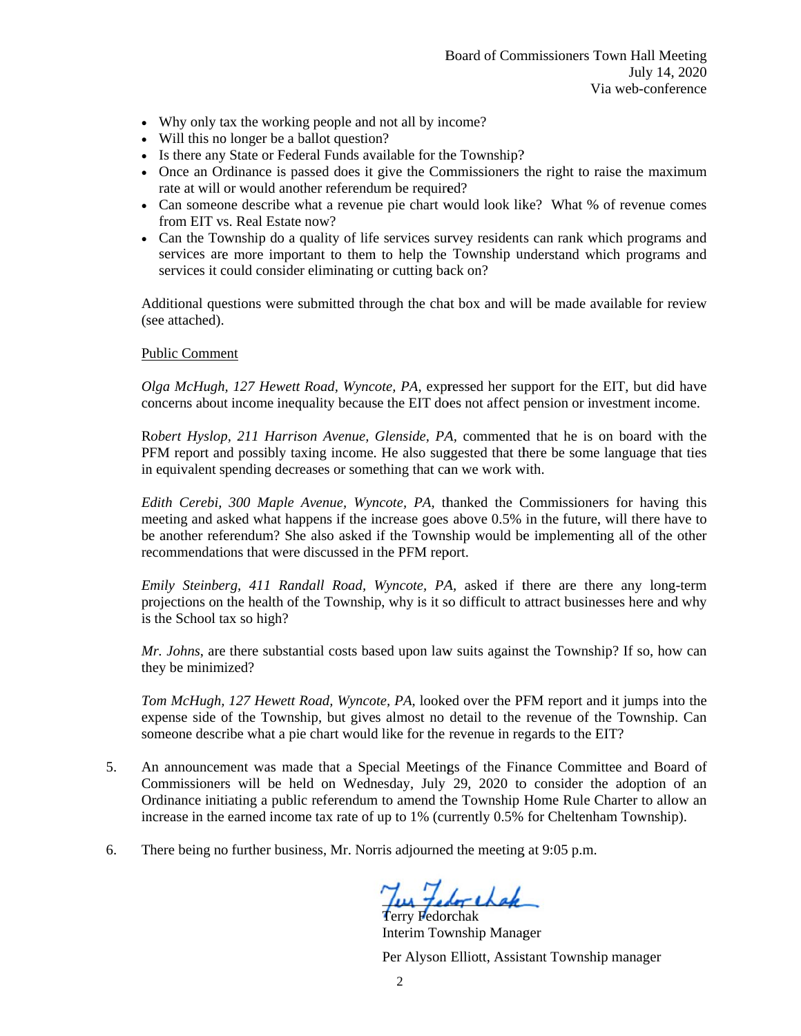- Why only tax the working people and not all by income?
- Will this no longer be a ballot question?
- Is there any State or Federal Funds available for the Township?
- Once an Ordinance is passed does it give the Commissioners the right to raise the maximum rate at will or would another referendum be required?
- Can someone describe what a revenue pie chart would look like? What % of revenue comes from EIT vs. Real Estate now?
- Can the Township do a quality of life services survey residents can rank which programs and services are more important to them to help the Township understand which programs and services it could consider eliminating or cutting back on?

Additional questions were submitted through the chat box and will be made available for review (see attached).

Public Comment

*Olga McHugh, 127 Hewett Road, Wyncote, PA,* expressed her support for the EIT, but did have concerns about income inequality because the EIT does not affect pension or investment income.

R*obert Hyslop, 211 Harrison Avenue, Glenside, PA*, commented that he is on board with the PFM report and possibly taxing income. He also suggested that there be some language that ties in equivalent spending decreases or something that can we work with.

*Edith Cerebi, 300 Maple Avenue, Wyncote, PA,* thanked the Commissioners for having this meeting and asked what happens if the increase goes above 0.5% in the future, will there have to be another referendum? She also asked if the Township would be implementing all of the other recommendations that were discussed in the PFM report.

*Emily Steinberg, 411 Randall Road, Wyncote, PA*, asked if there are there any long-term projections on the health of the Township, why is it so difficult to attract businesses here and why is the School tax so high?

*Mr. Johns*, are there substantial costs based upon law suits against the Township? If so, how can they be minimized?

*Tom McHugh, 127 Hewett Road, Wyncote, PA,* looked over the PFM report and it jumps into the expense side of the Township, but gives almost no detail to the revenue of the Township. Can someone describe what a pie chart would like for the revenue in regards to the EIT?

5. An announcement was made that a Special Meetings of the Finance Committee and Board of Commissioners will be held on Wednesday, July 29, 2020 to consider the adoption of an Ordinance initiating a public referendum to amend the Township Home Rule Charter to allow an increase in the earned income tax rate of up to 1% (currently 0.5% for Cheltenham Township).

6. There being no further business, Mr. Norris adjourned the meeting at 9:05 p.m.

Terry Fedorchak
Interim Township Manager

Per Alyson Elliott, Assistant Township manager